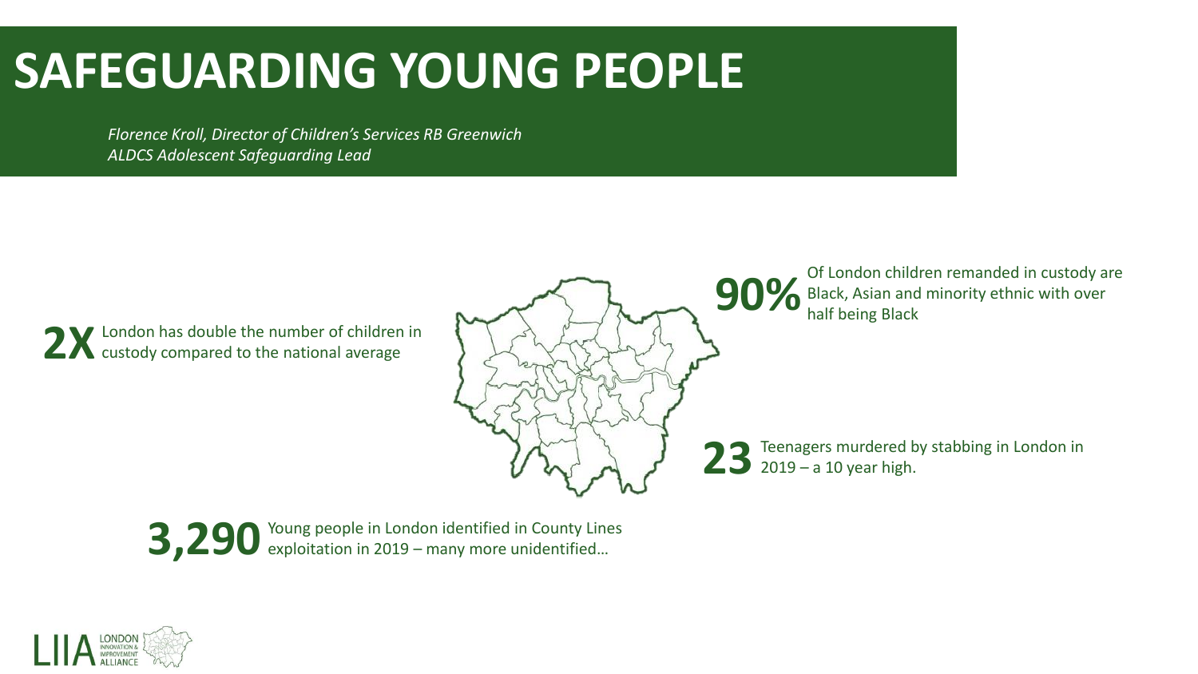# SAFEGUARDING YOUNG PEOPLE

*Florence Kroll, Director of Children's Services RB Greenwich*
*ALDCS Adolescent Safeguarding Lead*

**2X** London has double the number of children in custody compared to the national average

**90%** Of London children remanded in custody are Black, Asian and minority ethnic with over half being Black

**23** Teenagers murdered by stabbing in London in 2019 – a 10 year high.

**3,290** Young people in London identified in County Lines exploitation in 2019 – many more unidentified…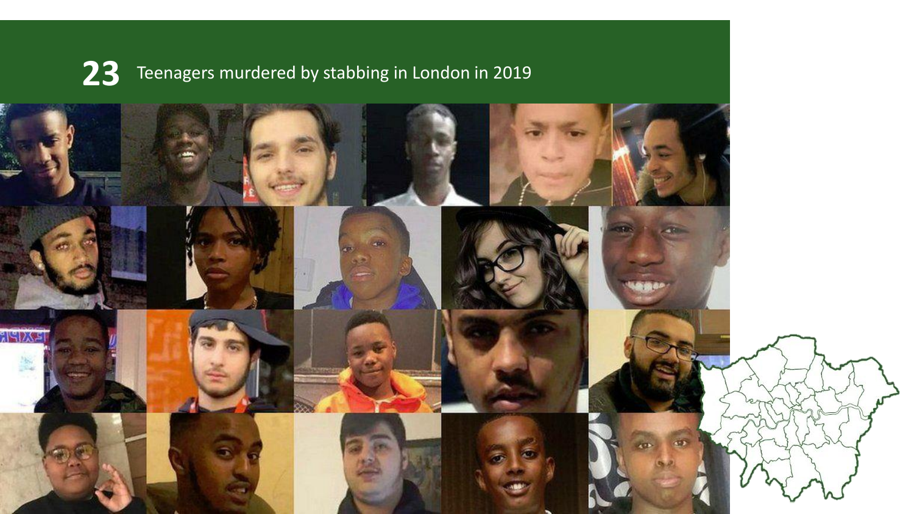**23** Teenagers murdered by stabbing in London in 2019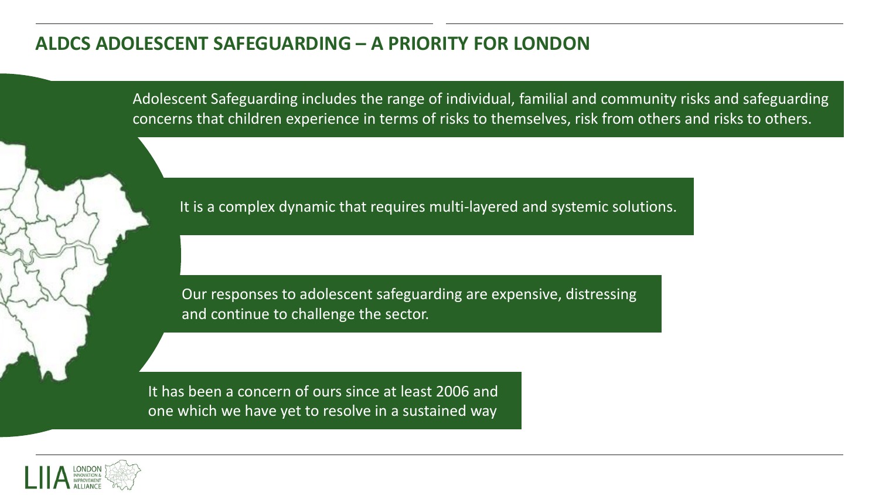# ALDCS ADOLESCENT SAFEGUARDING – A PRIORITY FOR LONDON

Adolescent Safeguarding includes the range of individual, familial and community risks and safeguarding concerns that children experience in terms of risks to themselves, risk from others and risks to others.

It is a complex dynamic that requires multi-layered and systemic solutions.

Our responses to adolescent safeguarding are expensive, distressing and continue to challenge the sector.

It has been a concern of ours since at least 2006 and one which we have yet to resolve in a sustained way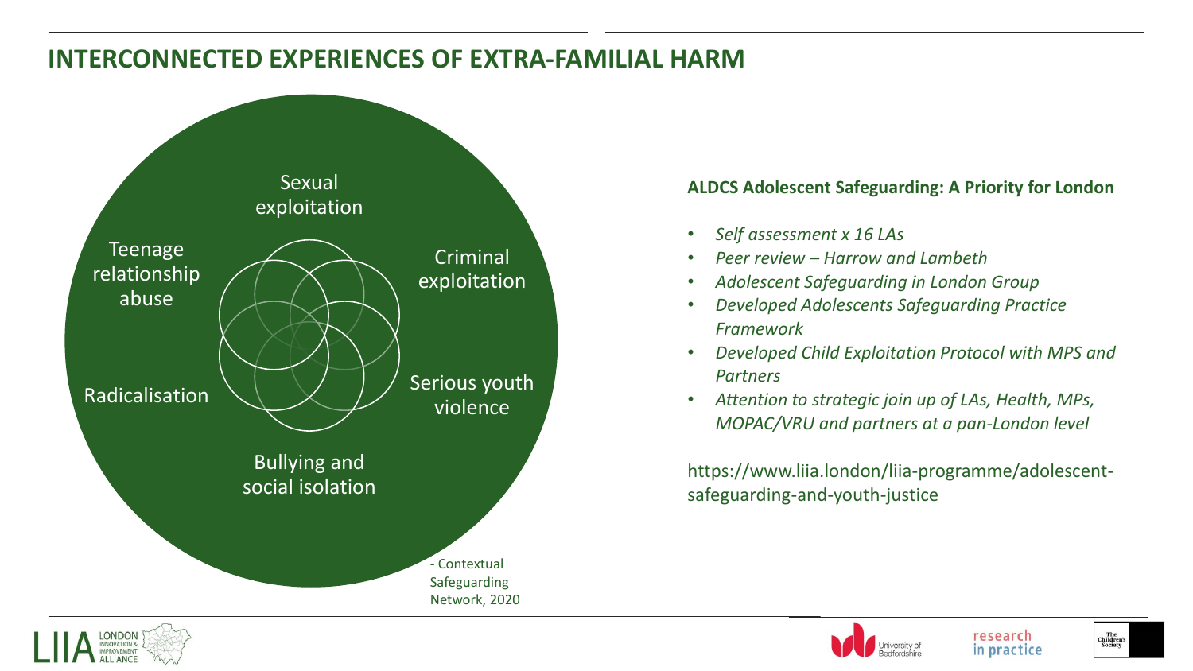# INTERCONNECTED EXPERIENCES OF EXTRA-FAMILIAL HARM

- Sexual exploitation
- Criminal exploitation
- Serious youth violence
- Bullying and social isolation
- Radicalisation
- Teenage relationship abuse

- Contextual Safeguarding Network, 2020

**ALDCS Adolescent Safeguarding: A Priority for London**

- *Self assessment x 16 LAs*
- *Peer review – Harrow and Lambeth*
- *Adolescent Safeguarding in London Group*
- *Developed Adolescents Safeguarding Practice Framework*
- *Developed Child Exploitation Protocol with MPS and Partners*
- *Attention to strategic join up of LAs, Health, MPs, MOPAC/VRU and partners at a pan-London level*

https://www.liia.london/liia-programme/adolescent-safeguarding-and-youth-justice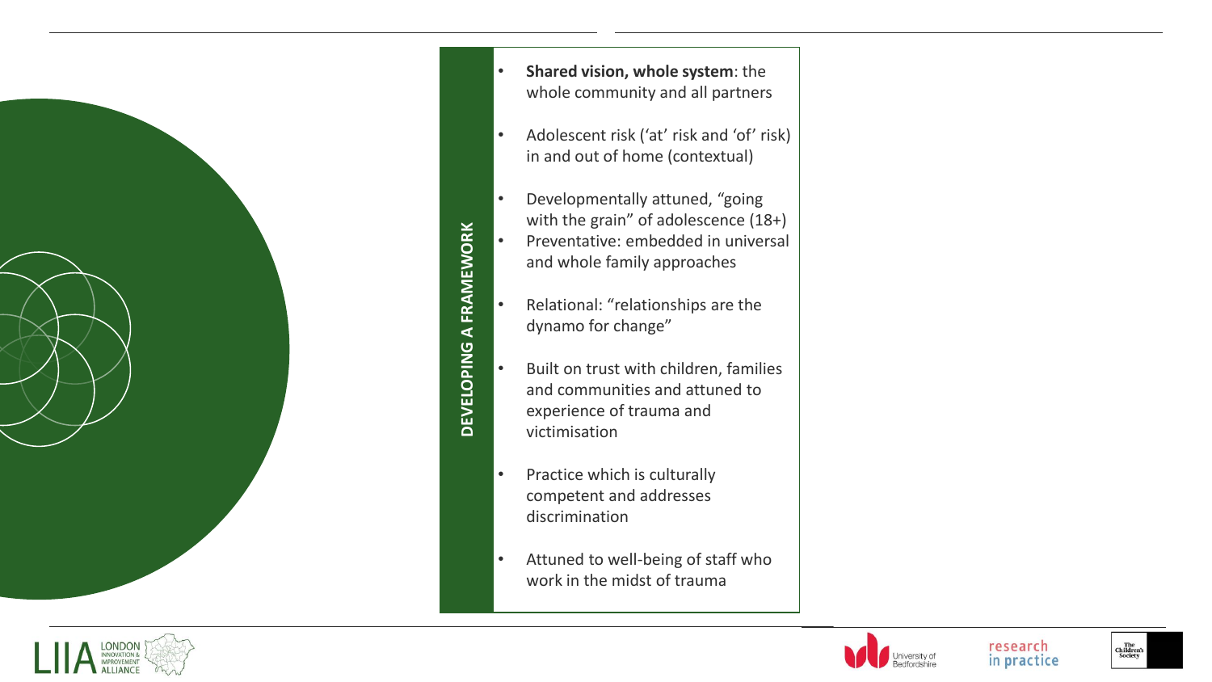## DEVELOPING A FRAMEWORK

- **Shared vision, whole system**: the whole community and all partners
- Adolescent risk ('at' risk and 'of' risk) in and out of home (contextual)
- Developmentally attuned, "going with the grain" of adolescence (18+)
- Preventative: embedded in universal and whole family approaches
- Relational: "relationships are the dynamo for change"
- Built on trust with children, families and communities and attuned to experience of trauma and victimisation
- Practice which is culturally competent and addresses discrimination
- Attuned to well-being of staff who work in the midst of trauma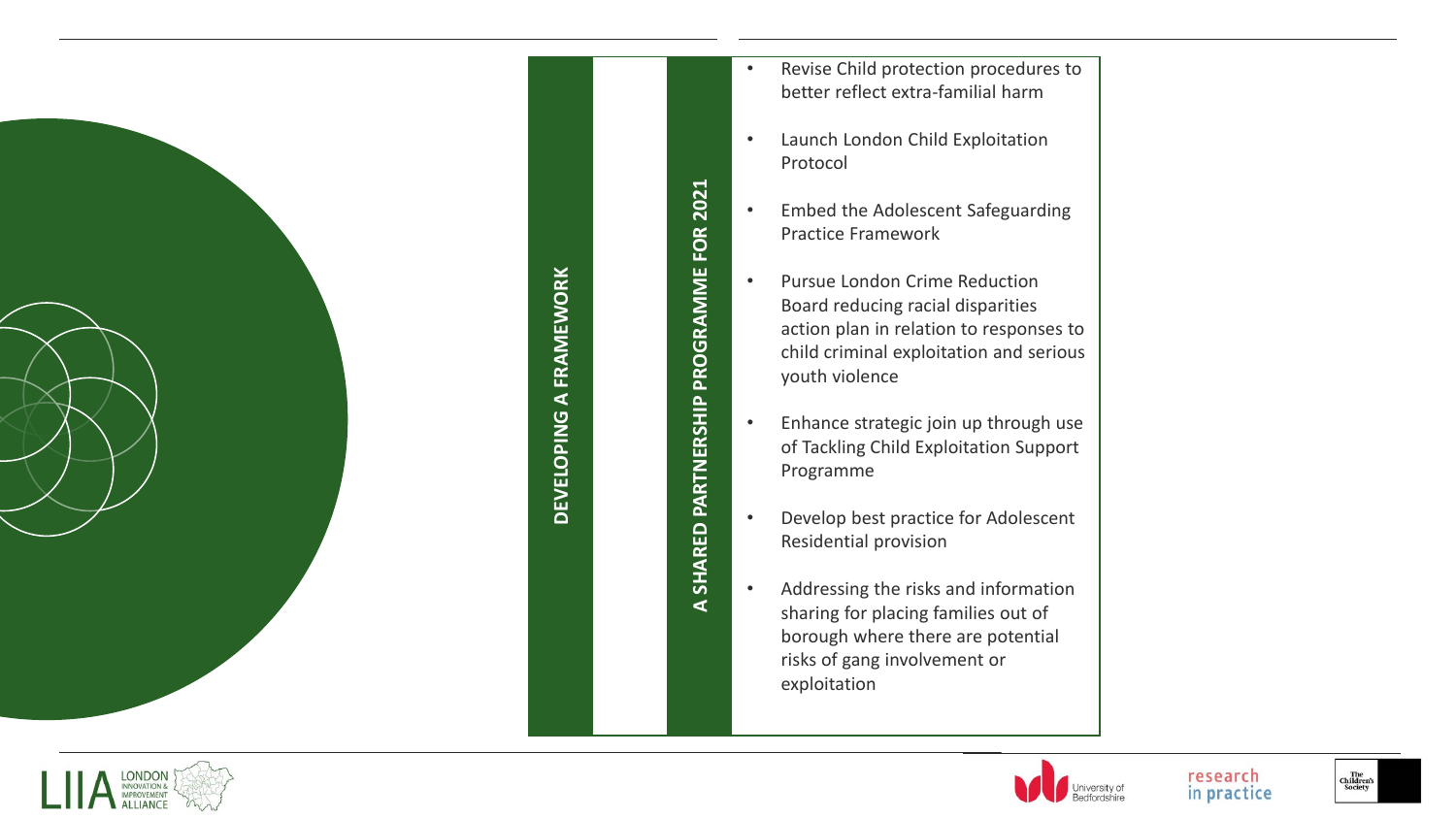## DEVELOPING A FRAMEWORK

### A SHARED PARTNERSHIP PROGRAMME FOR 2021

- Revise Child protection procedures to better reflect extra-familial harm
- Launch London Child Exploitation Protocol
- Embed the Adolescent Safeguarding Practice Framework
- Pursue London Crime Reduction Board reducing racial disparities action plan in relation to responses to child criminal exploitation and serious youth violence
- Enhance strategic join up through use of Tackling Child Exploitation Support Programme
- Develop best practice for Adolescent Residential provision
- Addressing the risks and information sharing for placing families out of borough where there are potential risks of gang involvement or exploitation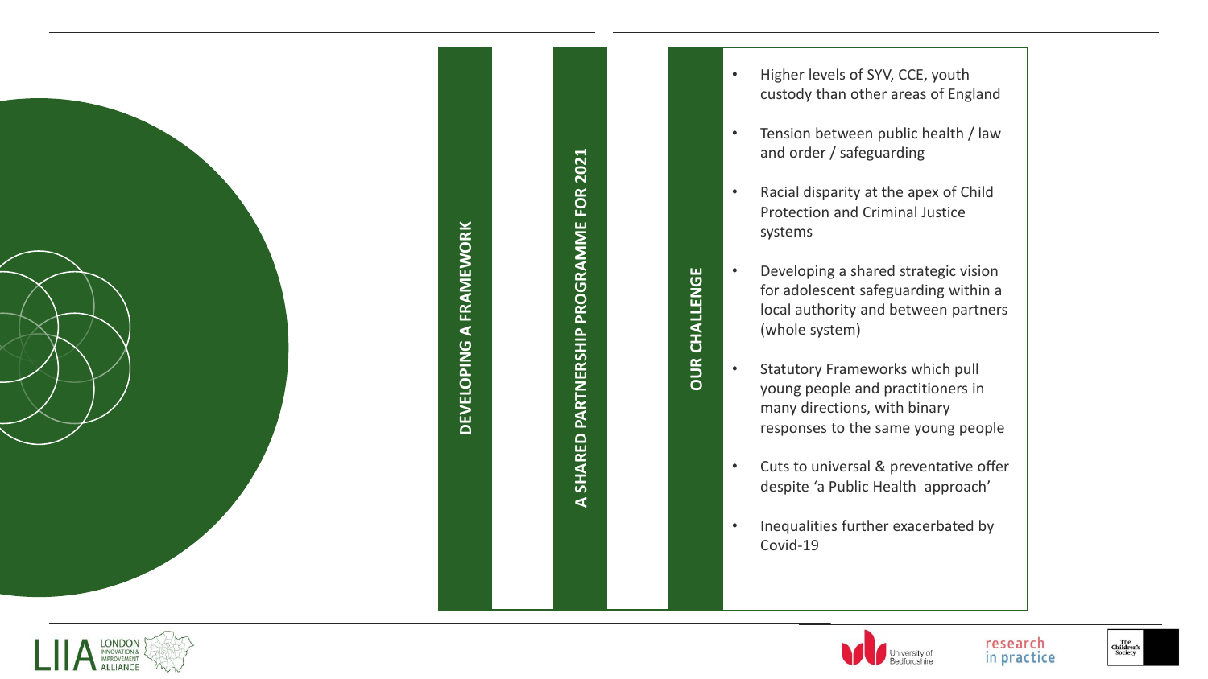## DEVELOPING A FRAMEWORK

## A SHARED PARTNERSHIP PROGRAMME FOR 2021

## OUR CHALLENGE

- Higher levels of SYV, CCE, youth custody than other areas of England
- Tension between public health / law and order / safeguarding
- Racial disparity at the apex of Child Protection and Criminal Justice systems
- Developing a shared strategic vision for adolescent safeguarding within a local authority and between partners (whole system)
- Statutory Frameworks which pull young people and practitioners in many directions, with binary responses to the same young people
- Cuts to universal & preventative offer despite 'a Public Health approach'
- Inequalities further exacerbated by Covid-19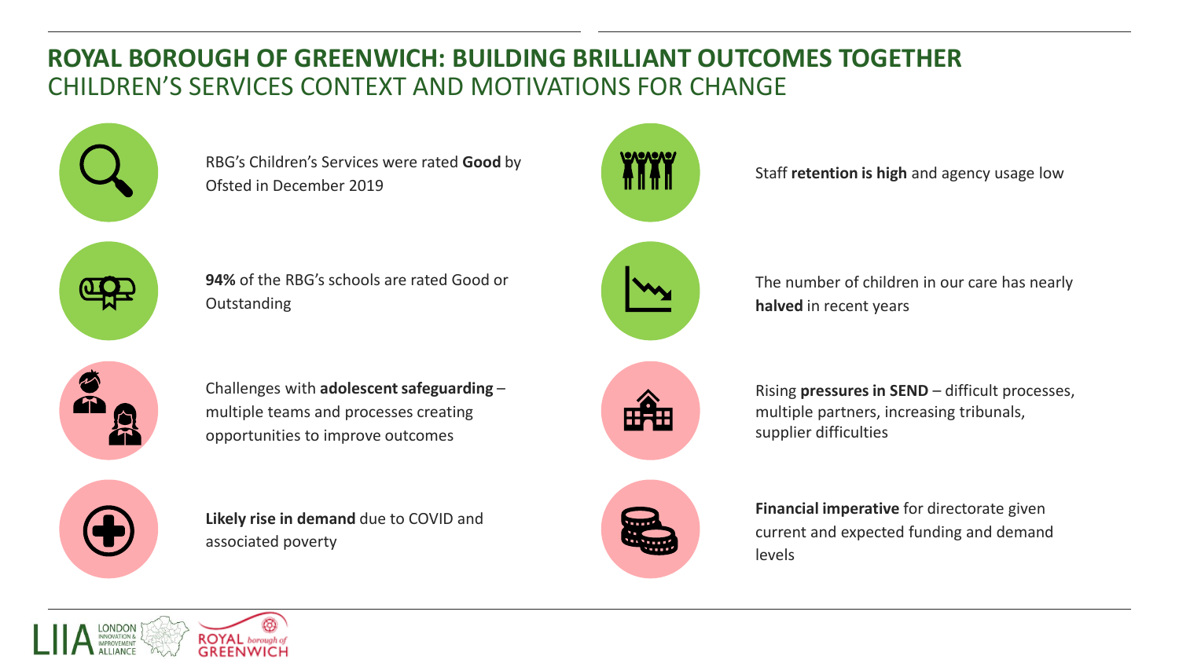# ROYAL BOROUGH OF GREENWICH: BUILDING BRILLIANT OUTCOMES TOGETHER

## CHILDREN'S SERVICES CONTEXT AND MOTIVATIONS FOR CHANGE

- RBG's Children's Services were rated **Good** by Ofsted in December 2019
- **94%** of the RBG's schools are rated Good or Outstanding
- Challenges with **adolescent safeguarding** – multiple teams and processes creating opportunities to improve outcomes
- **Likely rise in demand** due to COVID and associated poverty
- Staff **retention is high** and agency usage low
- The number of children in our care has nearly **halved** in recent years
- Rising **pressures in SEND** – difficult processes, multiple partners, increasing tribunals, supplier difficulties
- **Financial imperative** for directorate given current and expected funding and demand levels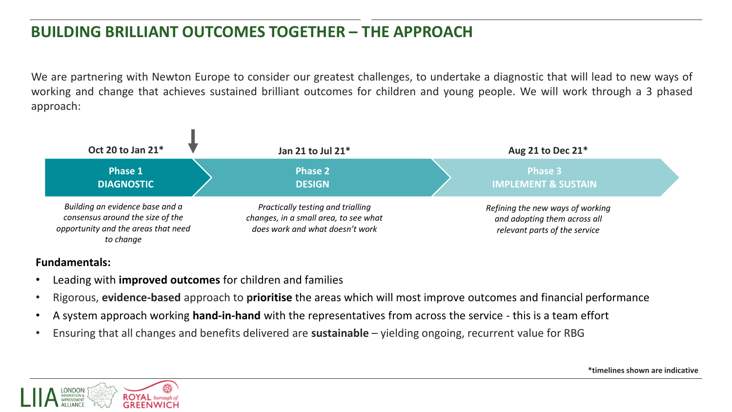# BUILDING BRILLIANT OUTCOMES TOGETHER – THE APPROACH

We are partnering with Newton Europe to consider our greatest challenges, to undertake a diagnostic that will lead to new ways of working and change that achieves sustained brilliant outcomes for children and young people. We will work through a 3 phased approach:

| Oct 20 to Jan 21* | Jan 21 to Jul 21* | Aug 21 to Dec 21* |
| --- | --- | --- |
| **Phase 1 DIAGNOSTIC** | **Phase 2 DESIGN** | **Phase 3 IMPLEMENT & SUSTAIN** |
| *Building an evidence base and a consensus around the size of the opportunity and the areas that need to change* | *Practically testing and trialling changes, in a small area, to see what does work and what doesn't work* | *Refining the new ways of working and adopting them across all relevant parts of the service* |

**Fundamentals:**

- Leading with **improved outcomes** for children and families
- Rigorous, **evidence-based** approach to **prioritise** the areas which will most improve outcomes and financial performance
- A system approach working **hand-in-hand** with the representatives from across the service - this is a team effort
- Ensuring that all changes and benefits delivered are **sustainable** – yielding ongoing, recurrent value for RBG

**\*timelines shown are indicative**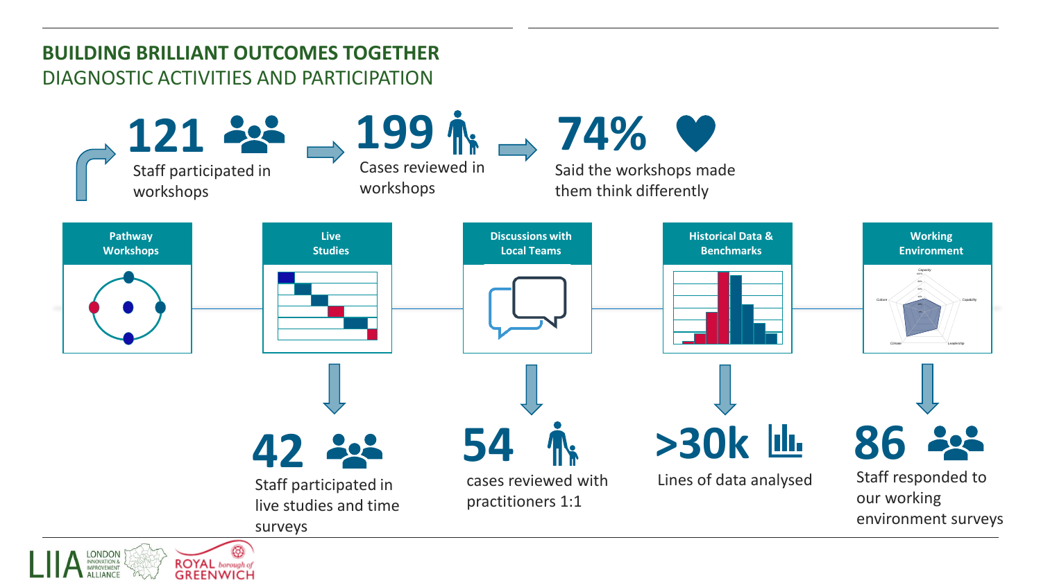# BUILDING BRILLIANT OUTCOMES TOGETHER

## DIAGNOSTIC ACTIVITIES AND PARTICIPATION

**121** Staff participated in workshops

**199** Cases reviewed in workshops

**74%** Said the workshops made them think differently

**Pathway Workshops**

**Live Studies**

**Discussions with Local Teams**

**Historical Data & Benchmarks**

**Working Environment**

**42** Staff participated in live studies and time surveys

**54** cases reviewed with practitioners 1:1

**>30k** Lines of data analysed

**86** Staff responded to our working environment surveys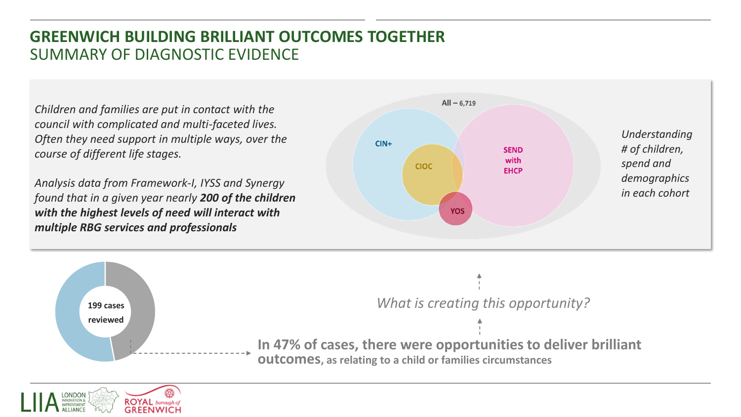# GREENWICH BUILDING BRILLIANT OUTCOMES TOGETHER

## SUMMARY OF DIAGNOSTIC EVIDENCE

*Children and families are put in contact with the council with complicated and multi-faceted lives. Often they need support in multiple ways, over the course of different life stages.*

*Analysis data from Framework-I, IYSS and Synergy found that in a given year nearly* ***200 of the children with the highest levels of need will interact with multiple RBG services and professionals***

All – 6,719

CIN+

CIOC

SEND with EHCP

YOS

*Understanding # of children, spend and demographics in each cohort*

199 cases reviewed

*What is creating this opportunity?*

**In 47% of cases, there were opportunities to deliver brilliant outcomes**, as relating to a child or families circumstances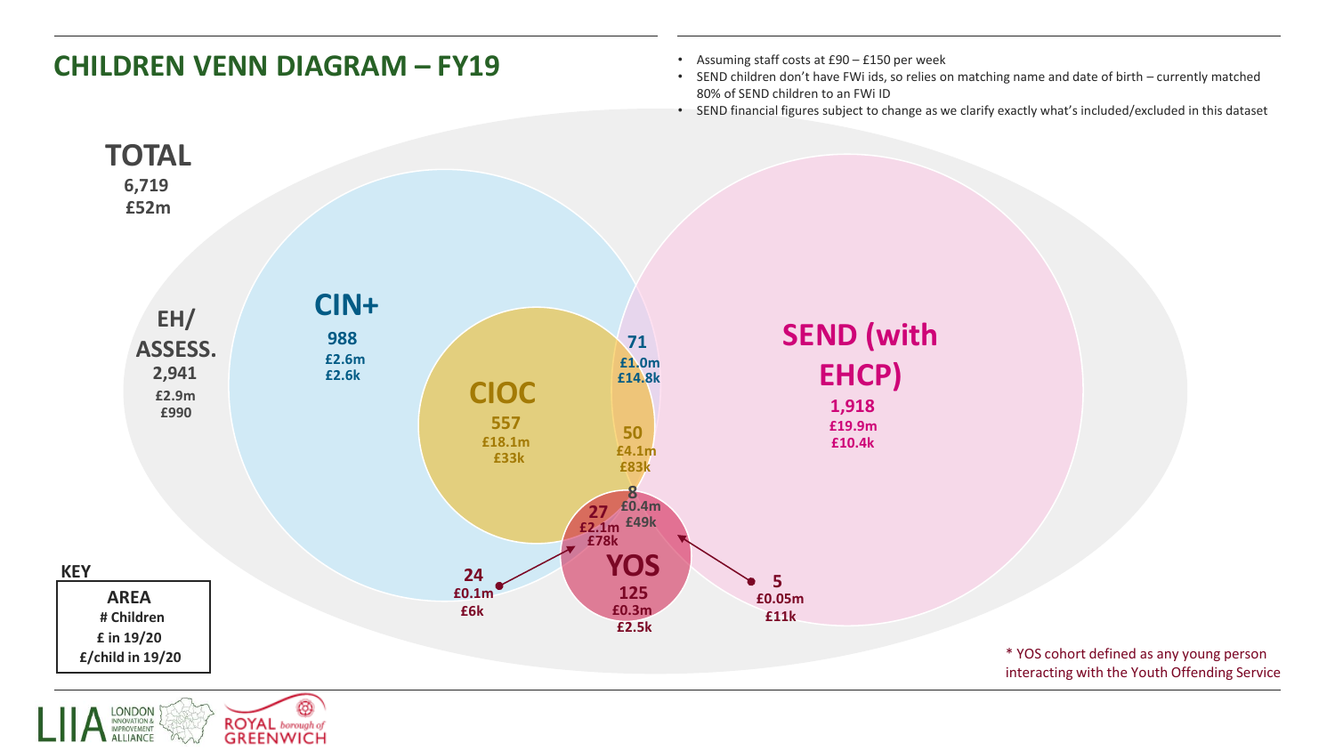# CHILDREN VENN DIAGRAM – FY19

- Assuming staff costs at £90 – £150 per week
- SEND children don't have FWi ids, so relies on matching name and date of birth – currently matched 80% of SEND children to an FWi ID
- SEND financial figures subject to change as we clarify exactly what's included/excluded in this dataset

**TOTAL**
6,719
£52m

**EH/ ASSESS.**
2,941
£2.9m
£990

**CIN+**
988
£2.6m
£2.6k

**CIOC**
557
£18.1m
£33k

**SEND (with EHCP)**
1,918
£19.9m
£10.4k

**YOS**
125
£0.3m
£2.5k

71
£1.0m
£14.8k

50
£4.1m
£83k

8
£0.4m
£49k

27
£2.1m
£78k

24
£0.1m
£6k

5
£0.05m
£11k

**KEY**

| AREA |
|---|
| # Children |
| £ in 19/20 |
| £/child in 19/20 |

* YOS cohort defined as any young person interacting with the Youth Offending Service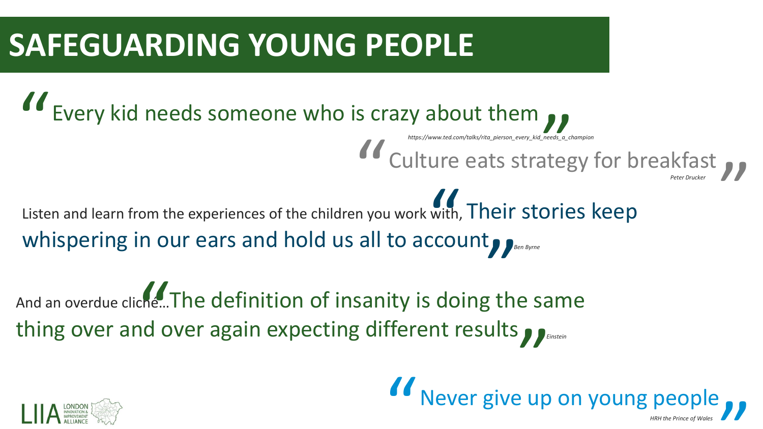# SAFEGUARDING YOUNG PEOPLE

"Every kid needs someone who is crazy about them"
*https://www.ted.com/talks/rita_pierson_every_kid_needs_a_champion*

"Culture eats strategy for breakfast"
*Peter Drucker*

Listen and learn from the experiences of the children you work with, "Their stories keep whispering in our ears and hold us all to account" *Ben Byrne*

And an overdue cliché… "The definition of insanity is doing the same thing over and over again expecting different results" *Einstein*

"Never give up on young people"
*HRH the Prince of Wales*

LIIA LONDON INNOVATION & IMPROVEMENT ALLIANCE